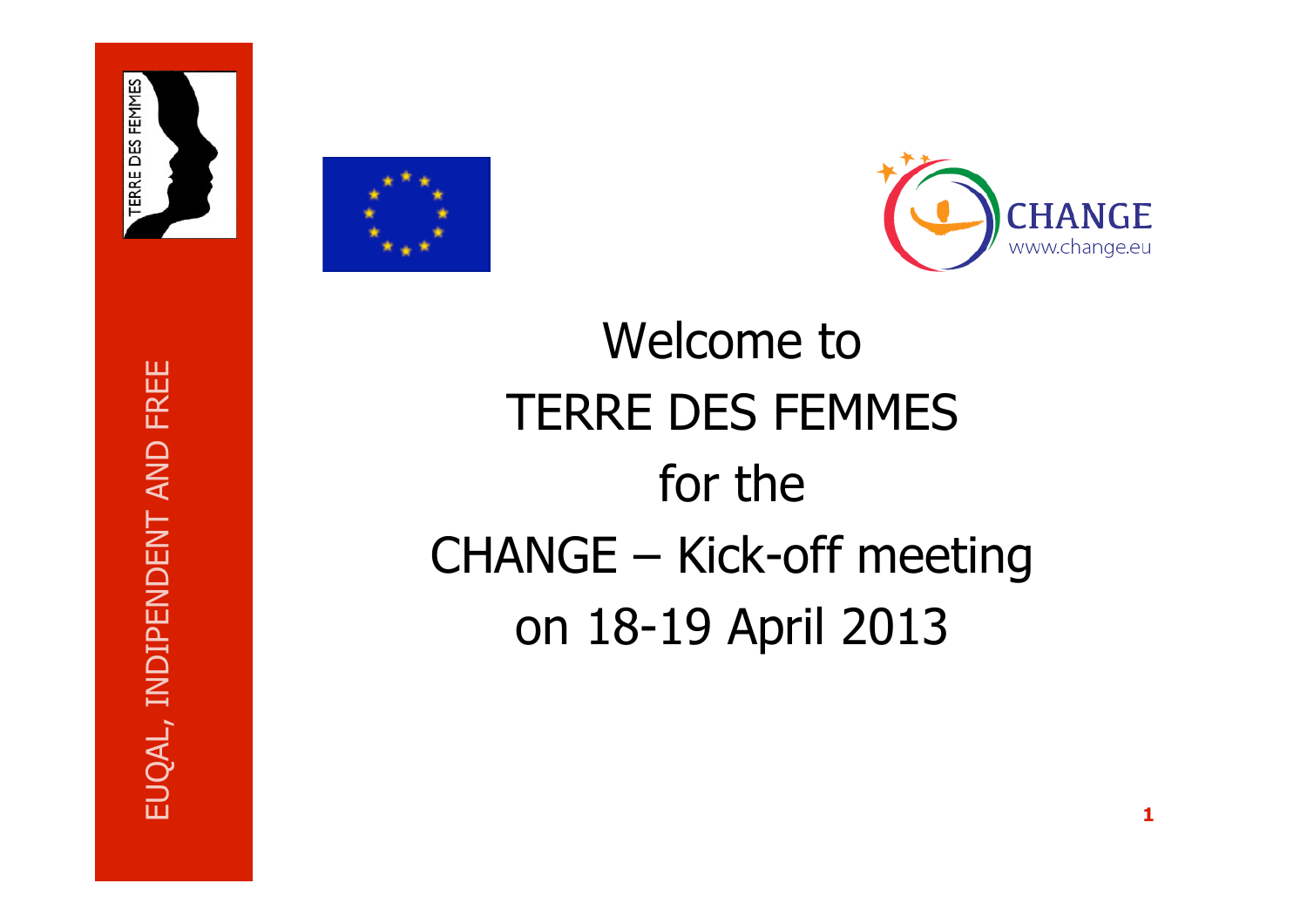EUQAL, INDIPENDENT AND FREE

TERRE DES FEMMES

CHANGE
www.change.eu

# Welcome to TERRE DES FEMMES for the CHANGE – Kick-off meeting on 18-19 April 2013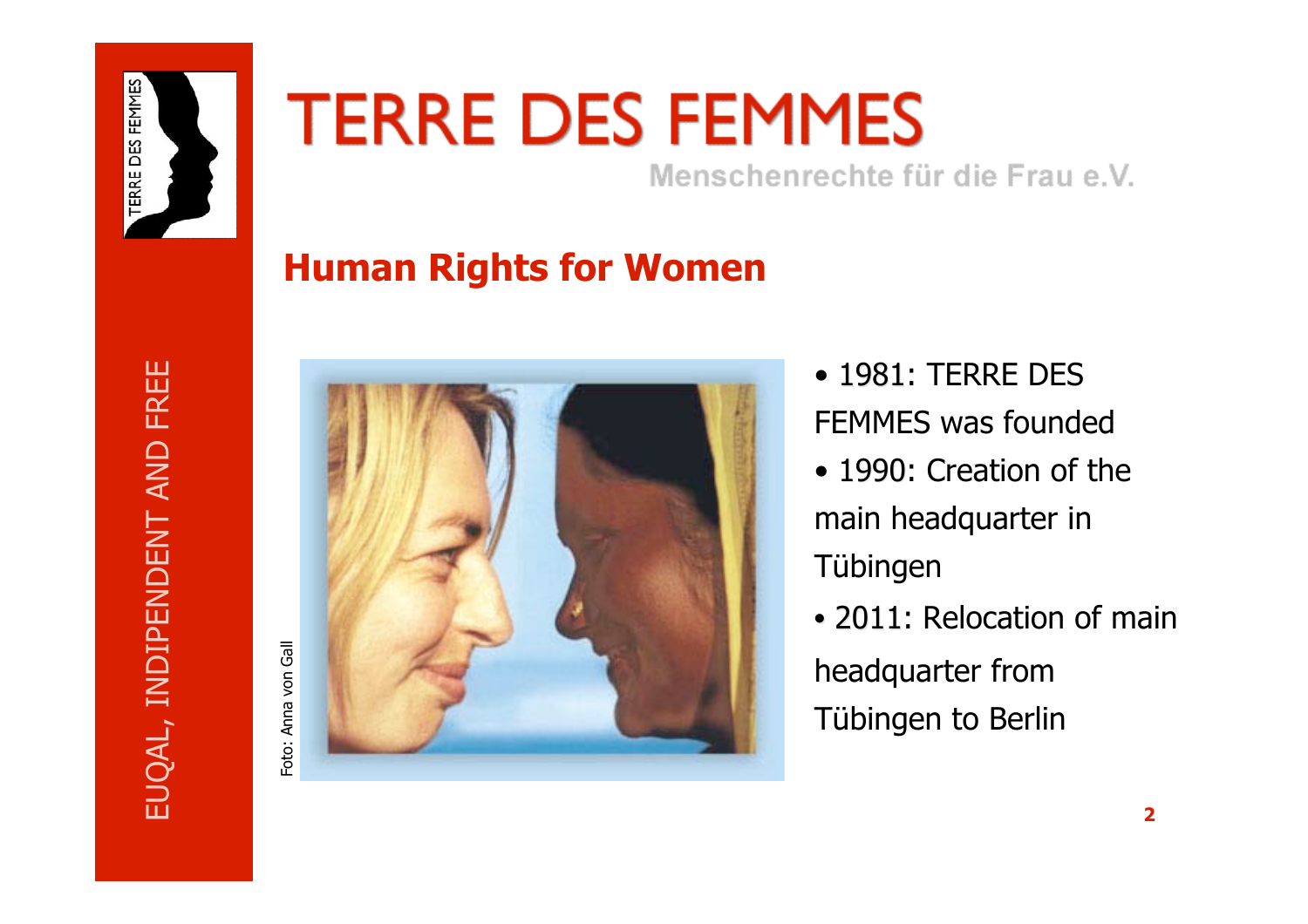# TERRE DES FEMMES

Menschenrechte für die Frau e.V.

EUQAL, INDIPENDENT AND FREE

## Human Rights for Women

Foto: Anna von Gall

- 1981: TERRE DES FEMMES was founded
- 1990: Creation of the main headquarter in Tübingen
- 2011: Relocation of main headquarter from Tübingen to Berlin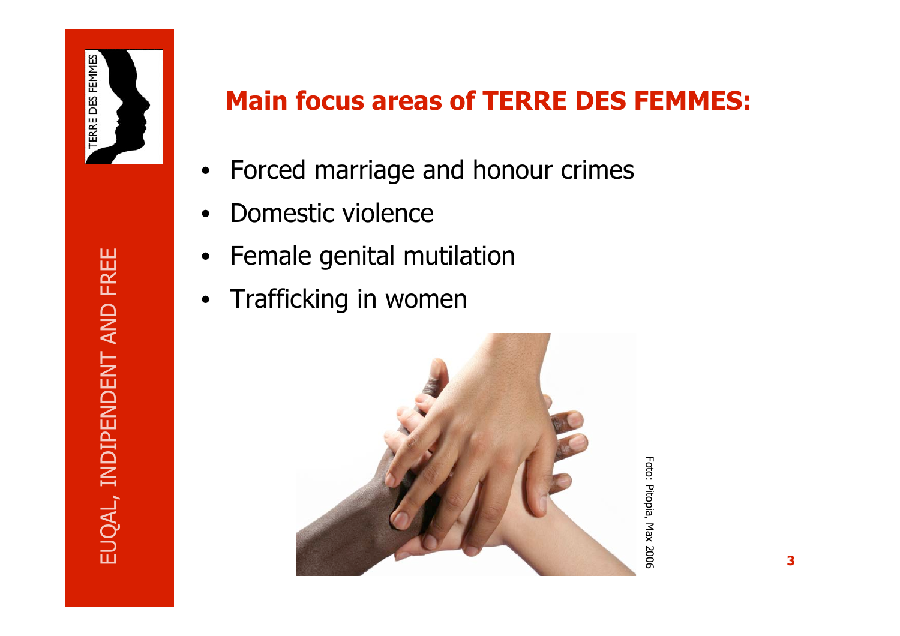## Main focus areas of TERRE DES FEMMES:

- Forced marriage and honour crimes
- Domestic violence
- Female genital mutilation
- Trafficking in women

Foto: Pitopia, Max 2006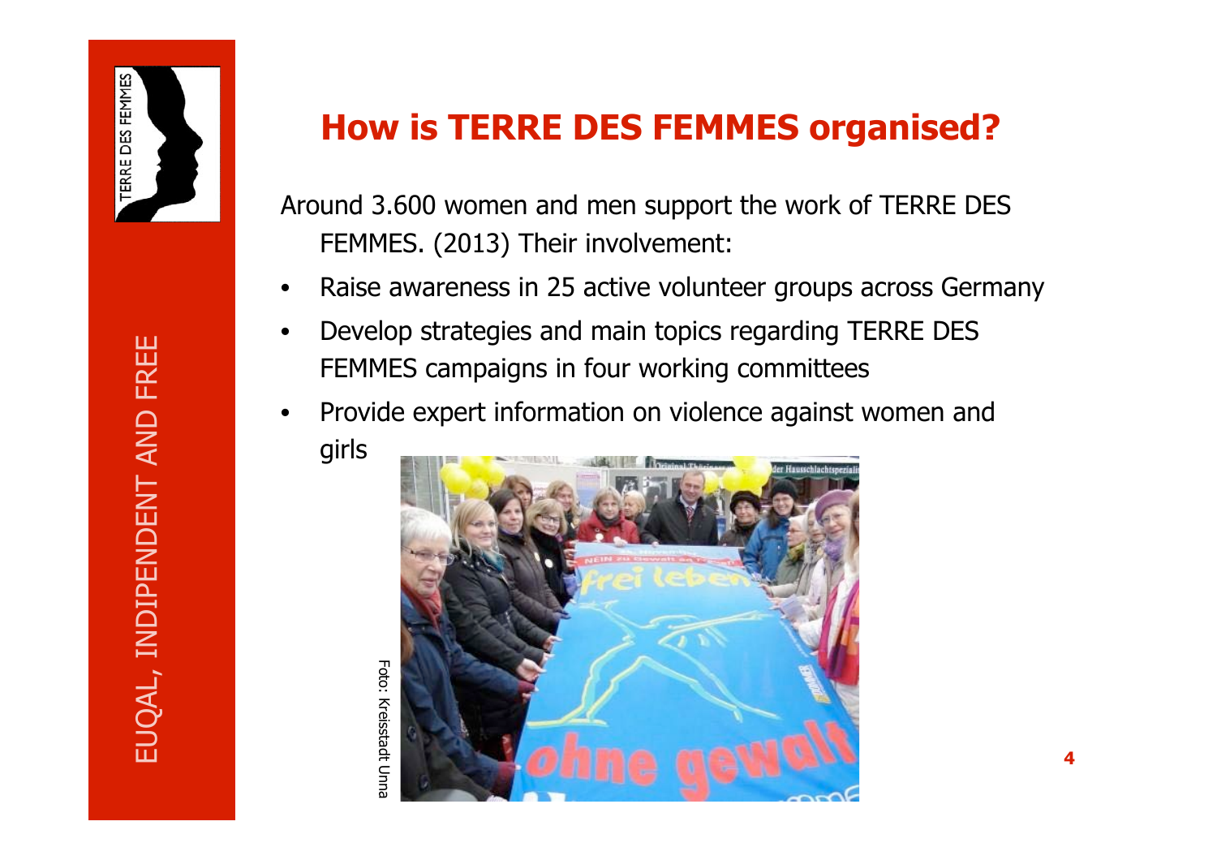## How is TERRE DES FEMMES organised?

Around 3.600 women and men support the work of TERRE DES FEMMES. (2013) Their involvement:

- Raise awareness in 25 active volunteer groups across Germany
- Develop strategies and main topics regarding TERRE DES FEMMES campaigns in four working committees
- Provide expert information on violence against women and girls

Foto: Kreisstadt Unna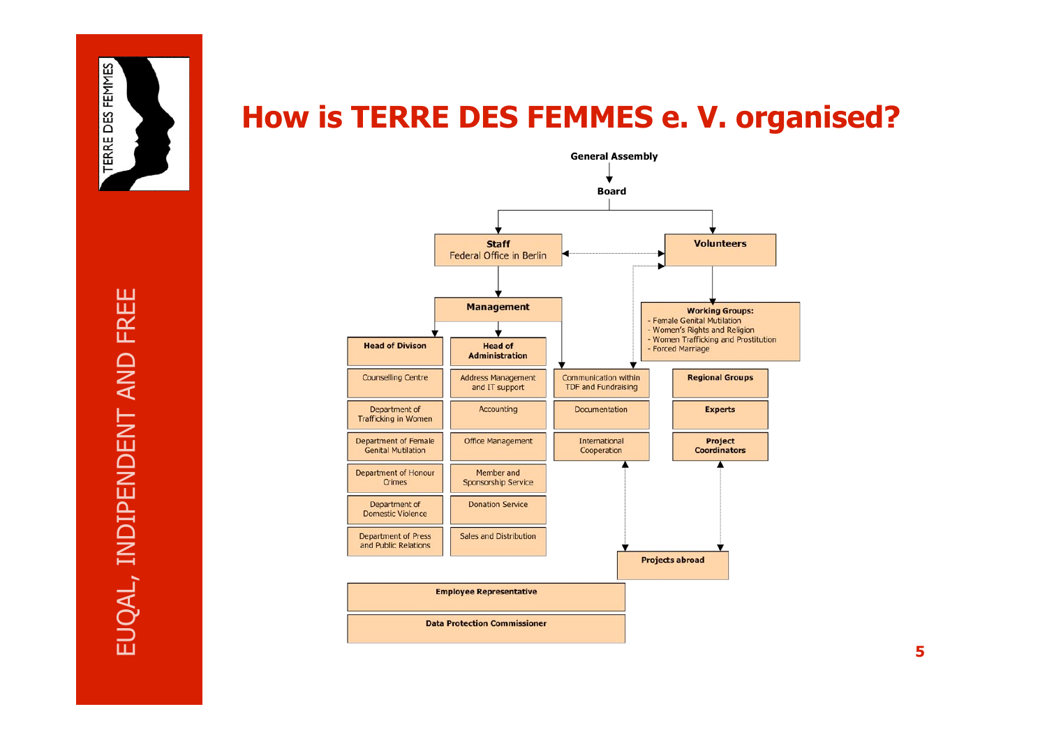# How is TERRE DES FEMMES e. V. organised?

**General Assembly**

**Board**

**Staff**
Federal Office in Berlin

**Volunteers**

**Management**

**Working Groups:**
- Female Genital Mutilation
- Women's Rights and Religion
- Women Trafficking and Prostitution
- Forced Marriage

| Head of Divison | Head of Administration | | |
|---|---|---|---|
| Counselling Centre | Address Management and IT support | Communication within TDF and Fundraising | **Regional Groups** |
| Department of Trafficking in Women | Accounting | Documentation | **Experts** |
| Department of Female Genital Mutilation | Office Management | International Cooperation | **Project Coordinators** |
| Department of Honour Crimes | Member and Sponsorship Service | | |
| Department of Domestic Violence | Donation Service | | |
| Department of Press and Public Relations | Sales and Distribution | | |

**Projects abroad**

**Employee Representative**

**Data Protection Commissioner**

EUQAL, INDIPENDENT AND FREE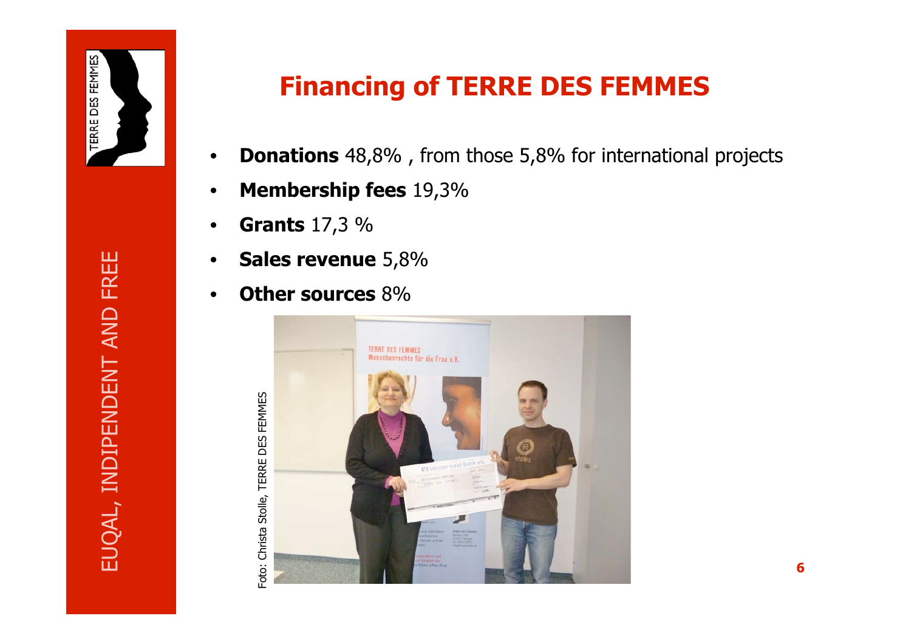# Financing of TERRE DES FEMMES

- **Donations** 48,8% , from those 5,8% for international projects
- **Membership fees** 19,3%
- **Grants** 17,3 %
- **Sales revenue** 5,8%
- **Other sources** 8%

Foto: Christa Stolle, TERRE DES FEMMES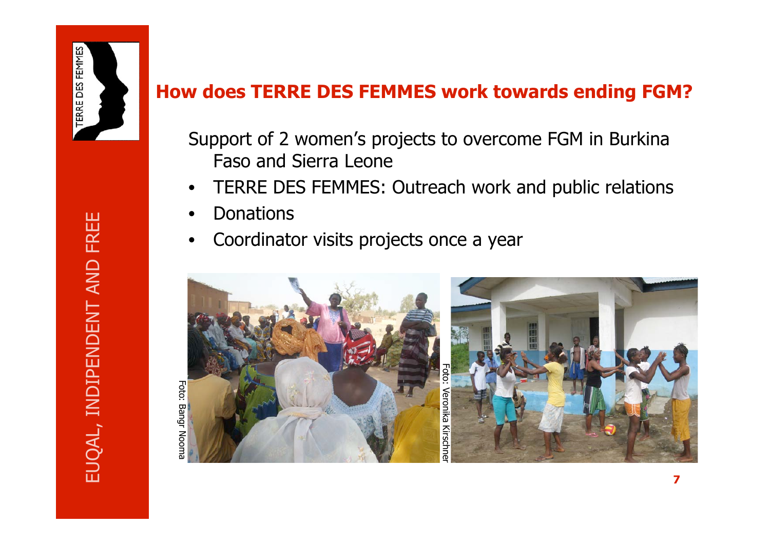## How does TERRE DES FEMMES work towards ending FGM?

Support of 2 women's projects to overcome FGM in Burkina Faso and Sierra Leone

- TERRE DES FEMMES: Outreach work and public relations
- Donations
- Coordinator visits projects once a year

Foto: Bangr Nooma

Foto: Veronika Kirschner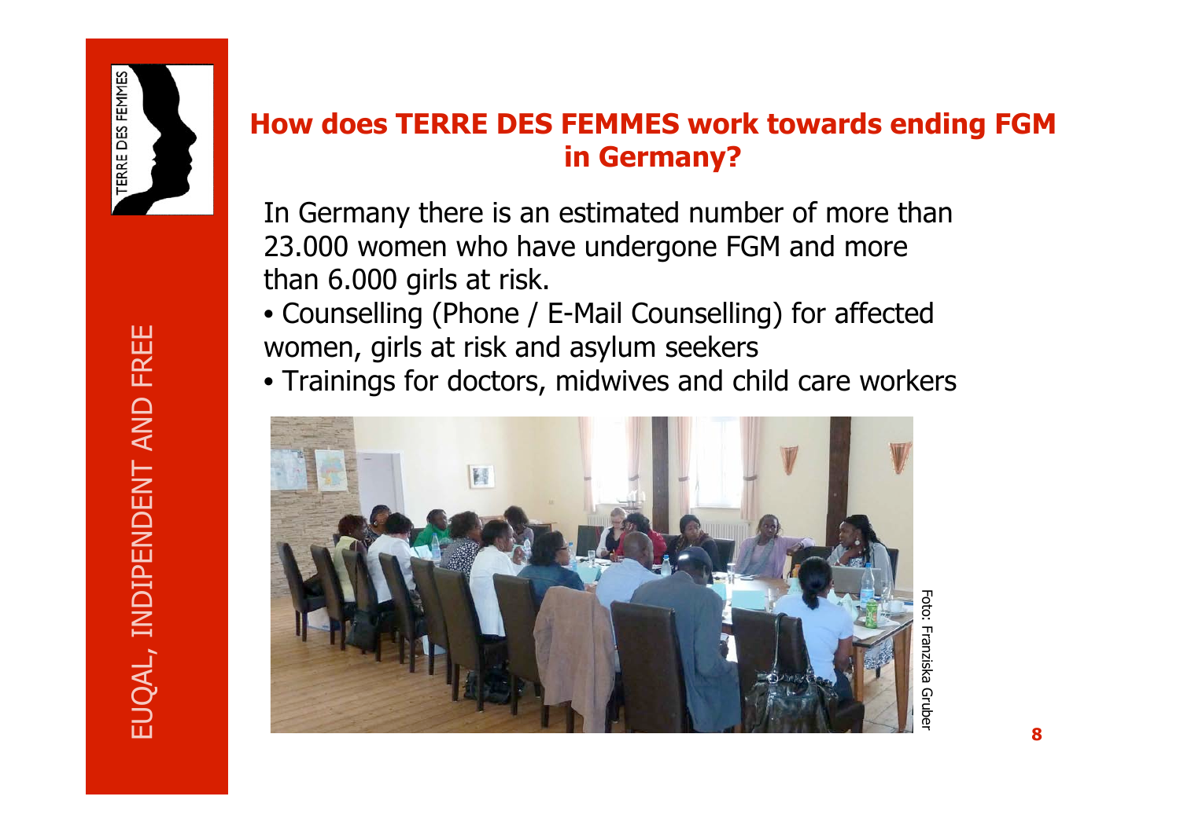## How does TERRE DES FEMMES work towards ending FGM in Germany?

In Germany there is an estimated number of more than 23.000 women who have undergone FGM and more than 6.000 girls at risk.

- Counselling (Phone / E-Mail Counselling) for affected women, girls at risk and asylum seekers
- Trainings for doctors, midwives and child care workers

Foto: Franziska Gruber

EUQAL, INDIPENDENT AND FREE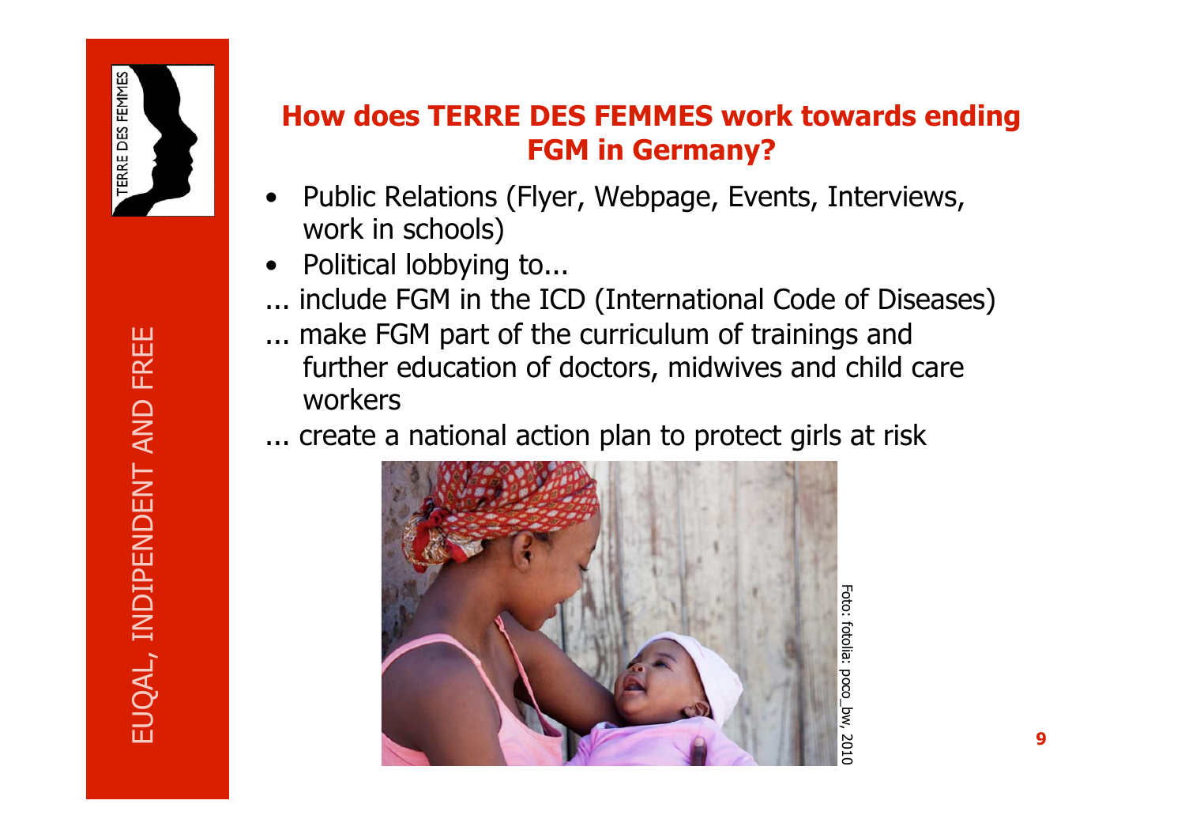## How does TERRE DES FEMMES work towards ending FGM in Germany?

- Public Relations (Flyer, Webpage, Events, Interviews, work in schools)
- Political lobbying to...

... include FGM in the ICD (International Code of Diseases)

... make FGM part of the curriculum of trainings and further education of doctors, midwives and child care workers

... create a national action plan to protect girls at risk

Foto: fotolia: poco_bw, 2010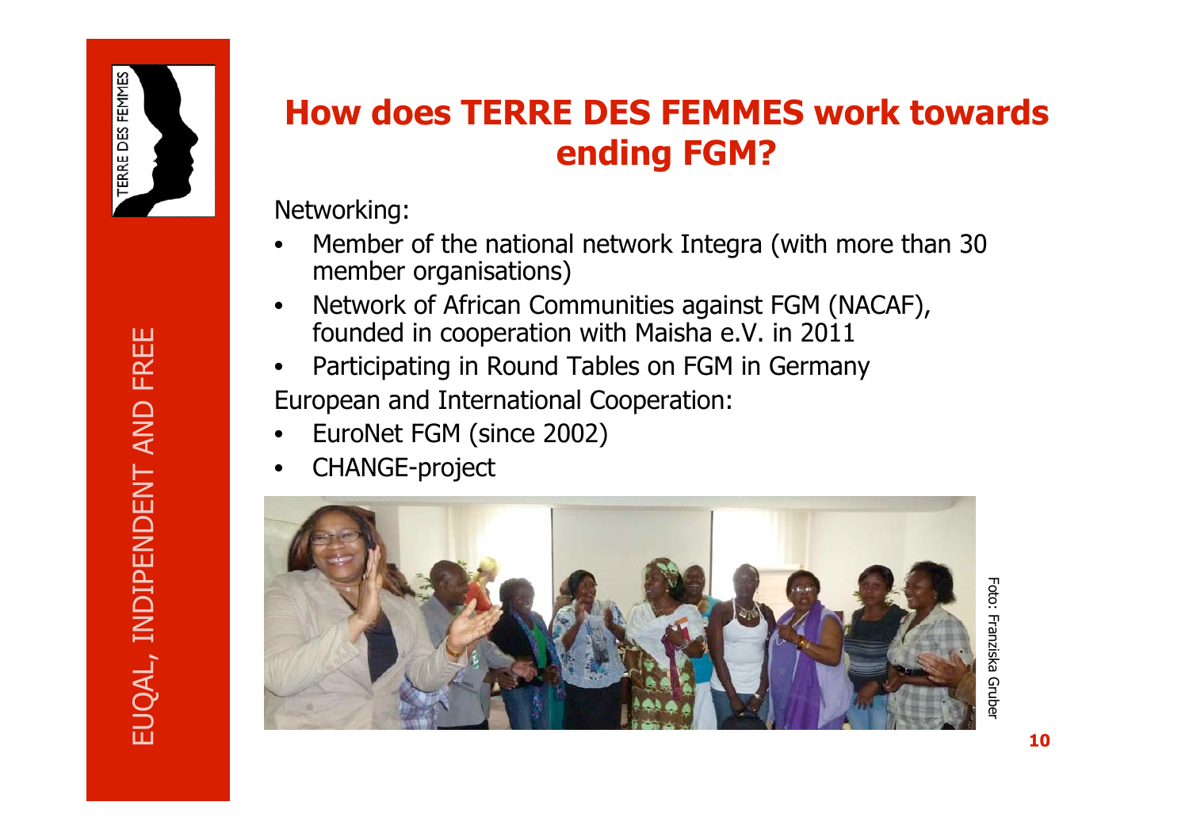# How does TERRE DES FEMMES work towards ending FGM?

Networking:

- Member of the national network Integra (with more than 30 member organisations)
- Network of African Communities against FGM (NACAF), founded in cooperation with Maisha e.V. in 2011
- Participating in Round Tables on FGM in Germany

European and International Cooperation:

- EuroNet FGM (since 2002)
- CHANGE-project

Foto: Franziska Gruber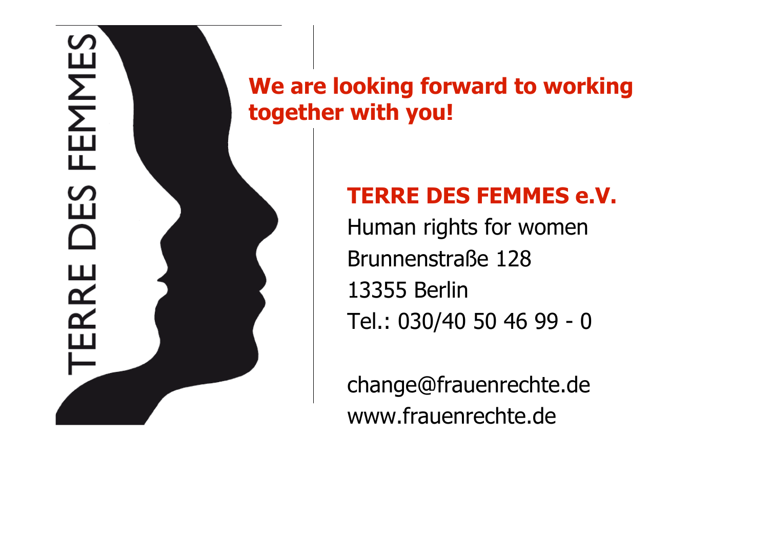TERRE DES FEMMES

**We are looking forward to working together with you!**

**TERRE DES FEMMES e.V.**

Human rights for women

Brunnenstraße 128

13355 Berlin

Tel.: 030/40 50 46 99 - 0

change@frauenrechte.de

www.frauenrechte.de